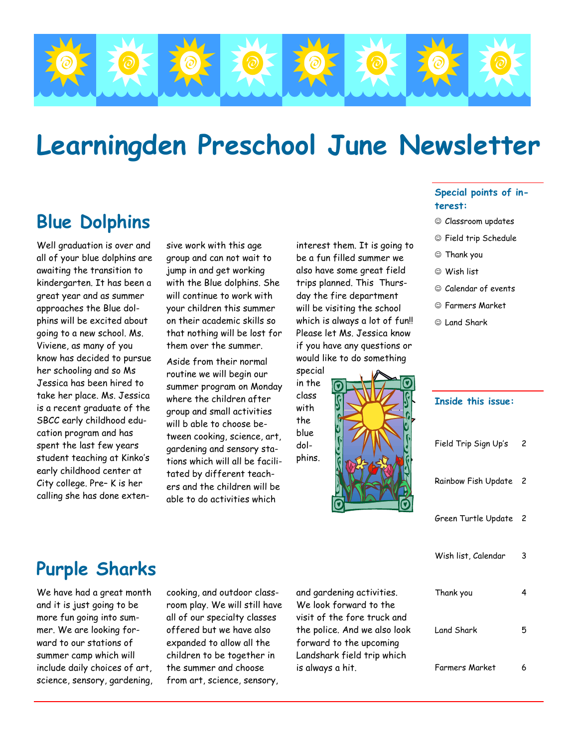# Learningden Preschool June Newsletter

## Blue Dolphins

Well graduation is over and all of your blue dolphins are awaiting the transition to kindergarten. It has been a great year and as summer approaches the Blue dolphins will be excited about going to a new school. Ms. Viviene, as many of you know has decided to pursue her schooling and so Ms Jessica has been hired to take her place. Ms. Jessica is a recent graduate of the SBCC early childhood education program and has spent the last few years student teaching at Kinko's early childhood center at City college. Pre– K is her calling she has done extensive work with this age group and can not wait to jump in and get working with the Blue dolphins. She will continue to work with your children this summer on their academic skills so that nothing will be lost for them over the summer.

Aside from their normal routine we will begin our summer program on Monday where the children after group and small activities will b able to choose between cooking, science, art, gardening and sensory stations which will all be facilitated by different teachers and the children will be able to do activities which interest them. It is going to be a fun filled summer we also have some great field trips planned. This Thursday the fire department will be visiting the school which is always a lot of fun!! Please let Ms. Jessica know if you have any questions or would like to do something special in the class with the blue dolphins.

## Purple Sharks

We have had a great month and it is just going to be more fun going into summer. We are looking forward to our stations of summer camp which will include daily choices of art, science, sensory, gardening, cooking, and outdoor classroom play. We will still have all of our specialty classes offered but we have also expanded to allow all the children to be together in the summer and choose from art, science, sensory, and gardening activities. We look forward to the visit of the fore truck and the police. And we also look forward to the upcoming Landshark field trip which is always a hit.

**Special points of interest:**

- ☺ Classroom updates
- ☺ Field trip Schedule
- ☺ Thank you
- ☺ Wish list
- ☺ Calendar of events
- ☺ Farmers Market
- ☺ Land Shark

**Inside this issue:**

| | |
|---|---|
| Field Trip Sign Up's | 2 |
| Rainbow Fish Update | 2 |
| Green Turtle Update | 2 |
| Wish list, Calendar | 3 |
| Thank you | 4 |
| Land Shark | 5 |
| Farmers Market | 6 |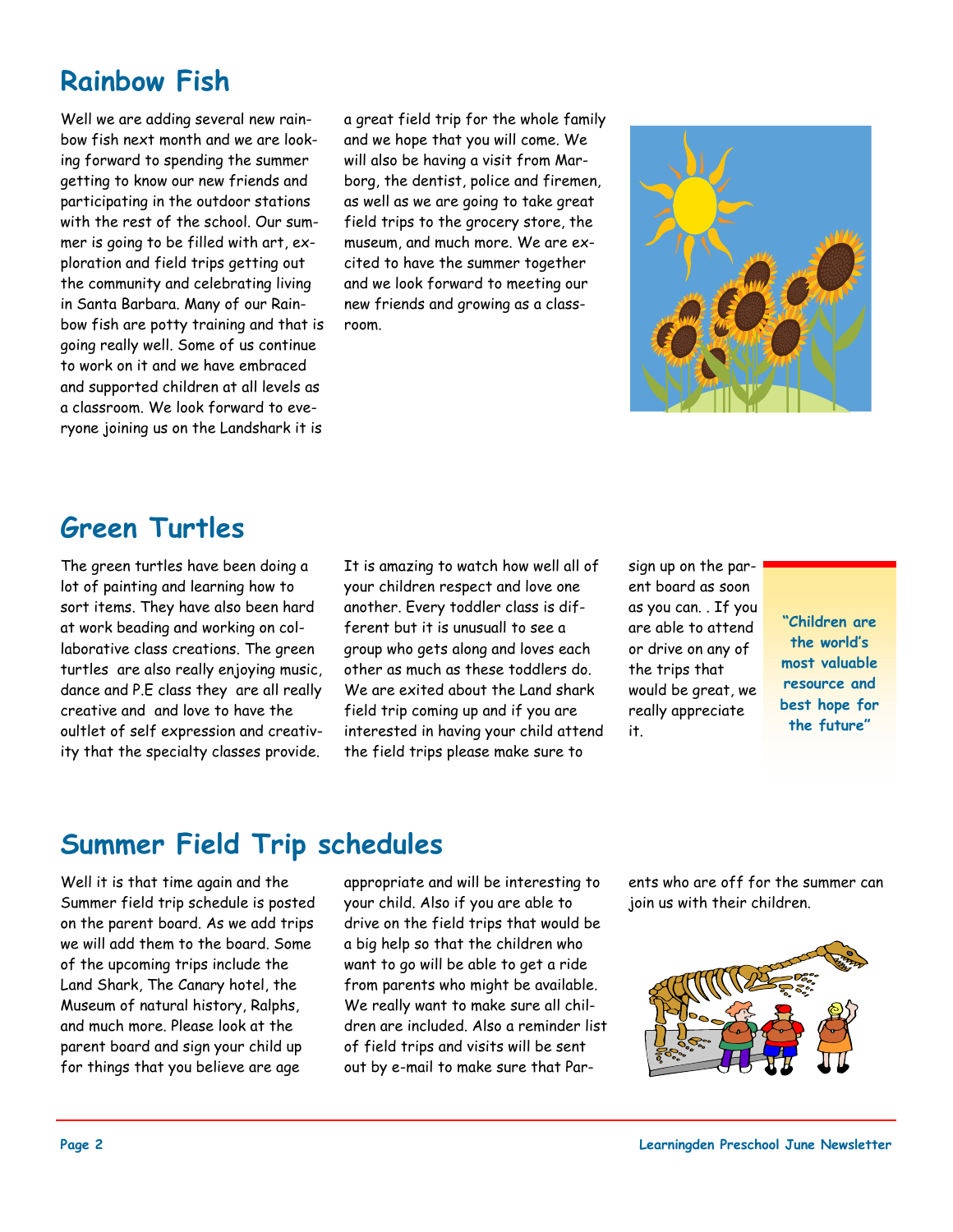## Rainbow Fish

Well we are adding several new rainbow fish next month and we are looking forward to spending the summer getting to know our new friends and participating in the outdoor stations with the rest of the school. Our summer is going to be filled with art, exploration and field trips getting out the community and celebrating living in Santa Barbara. Many of our Rainbow fish are potty training and that is going really well. Some of us continue to work on it and we have embraced and supported children at all levels as a classroom. We look forward to everyone joining us on the Landshark it is a great field trip for the whole family and we hope that you will come. We will also be having a visit from Marborg, the dentist, police and firemen, as well as we are going to take great field trips to the grocery store, the museum, and much more. We are excited to have the summer together and we look forward to meeting our new friends and growing as a classroom.

## Green Turtles

The green turtles have been doing a lot of painting and learning how to sort items. They have also been hard at work beading and working on collaborative class creations. The green turtles are also really enjoying music, dance and P.E class they are all really creative and and love to have the oultlet of self expression and creativity that the specialty classes provide. It is amazing to watch how well all of your children respect and love one another. Every toddler class is different but it is unusuall to see a group who gets along and loves each other as much as these toddlers do. We are exited about the Land shark field trip coming up and if you are interested in having your child attend the field trips please make sure to sign up on the parent board as soon as you can. . If you are able to attend or drive on any of the trips that would be great, we really appreciate it.

**"Children are the world's most valuable resource and best hope for the future"**

## Summer Field Trip schedules

Well it is that time again and the Summer field trip schedule is posted on the parent board. As we add trips we will add them to the board. Some of the upcoming trips include the Land Shark, The Canary hotel, the Museum of natural history, Ralphs, and much more. Please look at the parent board and sign your child up for things that you believe are age appropriate and will be interesting to your child. Also if you are able to drive on the field trips that would be a big help so that the children who want to go will be able to get a ride from parents who might be available. We really want to make sure all children are included. Also a reminder list of field trips and visits will be sent out by e-mail to make sure that Parents who are off for the summer can join us with their children.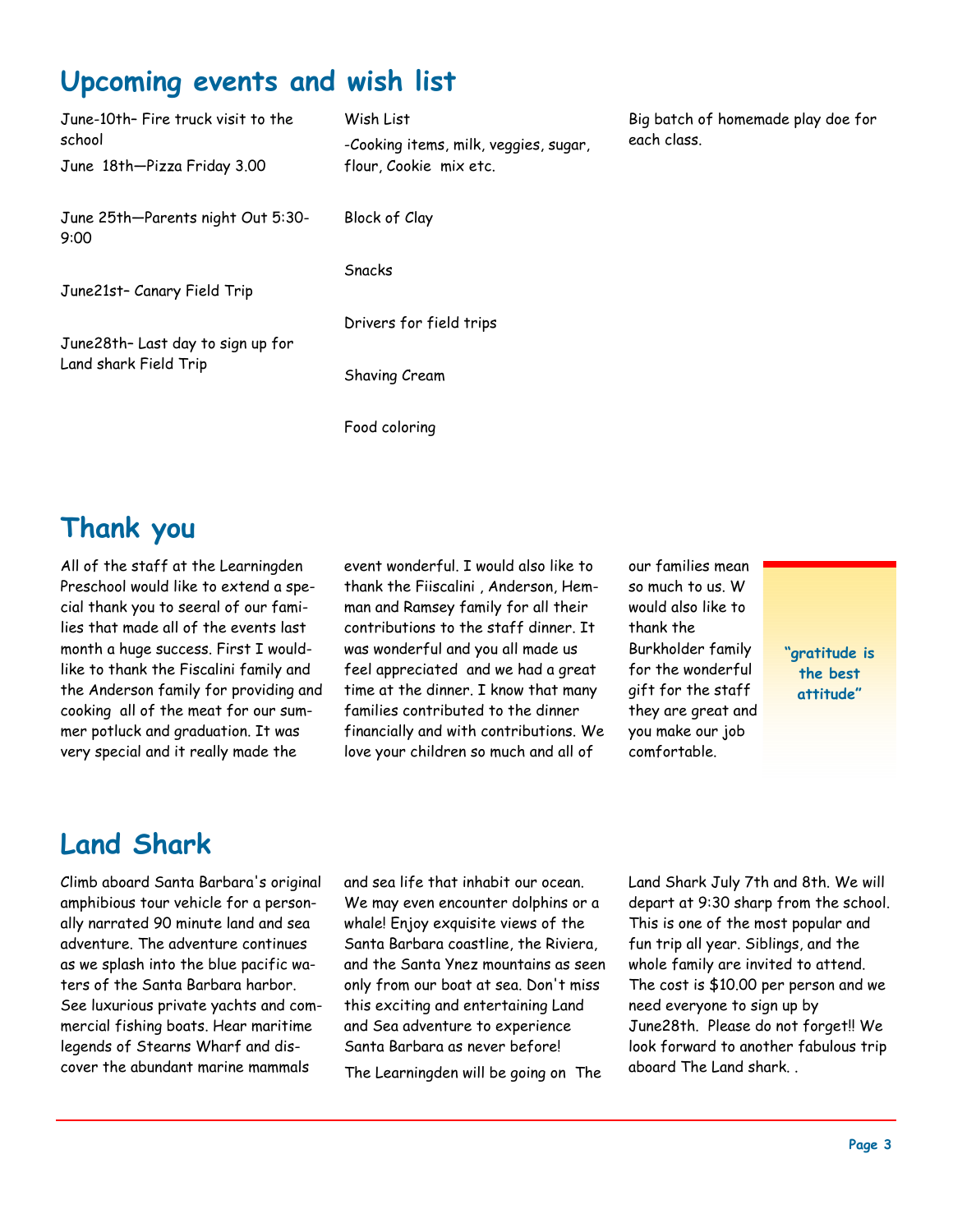## Upcoming events and wish list

June-10th– Fire truck visit to the school

June 18th—Pizza Friday 3.00

June 25th—Parents night Out 5:30-9:00

June21st– Canary Field Trip

June28th– Last day to sign up for Land shark Field Trip

Wish List

-Cooking items, milk, veggies, sugar, flour, Cookie mix etc.

Block of Clay

Snacks

Drivers for field trips

Shaving Cream

Food coloring

Big batch of homemade play doe for each class.

## Thank you

All of the staff at the Learningden Preschool would like to extend a special thank you to seeral of our families that made all of the events last month a huge success. First I wouldlike to thank the Fiscalini family and the Anderson family for providing and cooking all of the meat for our summer potluck and graduation. It was very special and it really made the event wonderful. I would also like to thank the Fiiscalini , Anderson, Hemman and Ramsey family for all their contributions to the staff dinner. It was wonderful and you all made us feel appreciated and we had a great time at the dinner. I know that many families contributed to the dinner financially and with contributions. We love your children so much and all of our families mean so much to us. W would also like to thank the Burkholder family for the wonderful gift for the staff they are great and you make our job comfortable.

**"gratitude is the best attitude"**

## Land Shark

Climb aboard Santa Barbara's original amphibious tour vehicle for a personally narrated 90 minute land and sea adventure. The adventure continues as we splash into the blue pacific waters of the Santa Barbara harbor. See luxurious private yachts and commercial fishing boats. Hear maritime legends of Stearns Wharf and discover the abundant marine mammals and sea life that inhabit our ocean. We may even encounter dolphins or a whale! Enjoy exquisite views of the Santa Barbara coastline, the Riviera, and the Santa Ynez mountains as seen only from our boat at sea. Don't miss this exciting and entertaining Land and Sea adventure to experience Santa Barbara as never before!

The Learningden will be going on The Land Shark July 7th and 8th. We will depart at 9:30 sharp from the school. This is one of the most popular and fun trip all year. Siblings, and the whole family are invited to attend. The cost is $10.00 per person and we need everyone to sign up by June28th. Please do not forget!! We look forward to another fabulous trip aboard The Land shark. .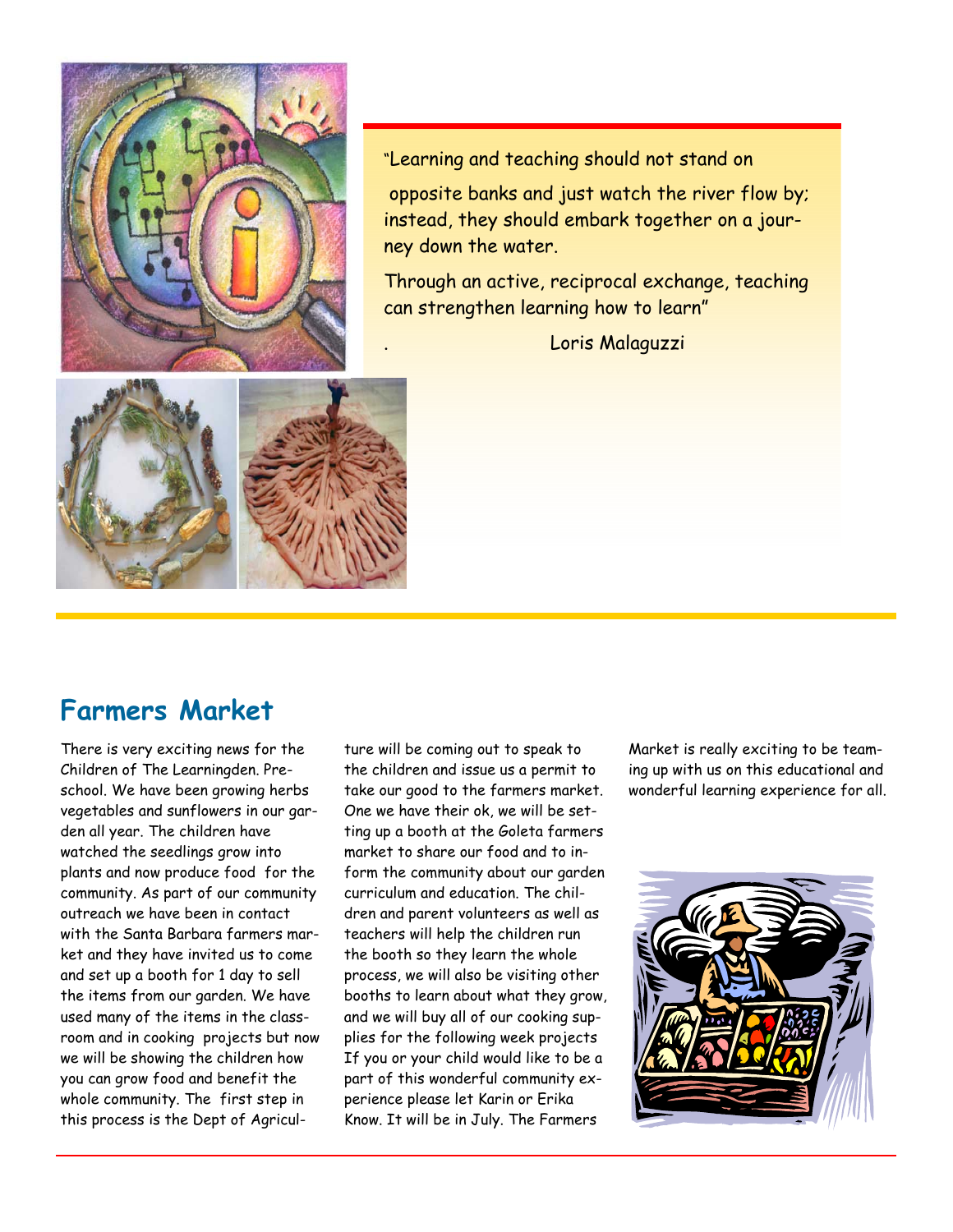"Learning and teaching should not stand on opposite banks and just watch the river flow by; instead, they should embark together on a journey down the water.

Through an active, reciprocal exchange, teaching can strengthen learning how to learn"

. Loris Malaguzzi

## Farmers Market

There is very exciting news for the Children of The Learningden. Preschool. We have been growing herbs vegetables and sunflowers in our garden all year. The children have watched the seedlings grow into plants and now produce food for the community. As part of our community outreach we have been in contact with the Santa Barbara farmers market and they have invited us to come and set up a booth for 1 day to sell the items from our garden. We have used many of the items in the classroom and in cooking projects but now we will be showing the children how you can grow food and benefit the whole community. The first step in this process is the Dept of Agriculture will be coming out to speak to the children and issue us a permit to take our good to the farmers market. One we have their ok, we will be setting up a booth at the Goleta farmers market to share our food and to inform the community about our garden curriculum and education. The children and parent volunteers as well as teachers will help the children run the booth so they learn the whole process, we will also be visiting other booths to learn about what they grow, and we will buy all of our cooking supplies for the following week projects If you or your child would like to be a part of this wonderful community experience please let Karin or Erika Know. It will be in July. The Farmers Market is really exciting to be teaming up with us on this educational and wonderful learning experience for all.